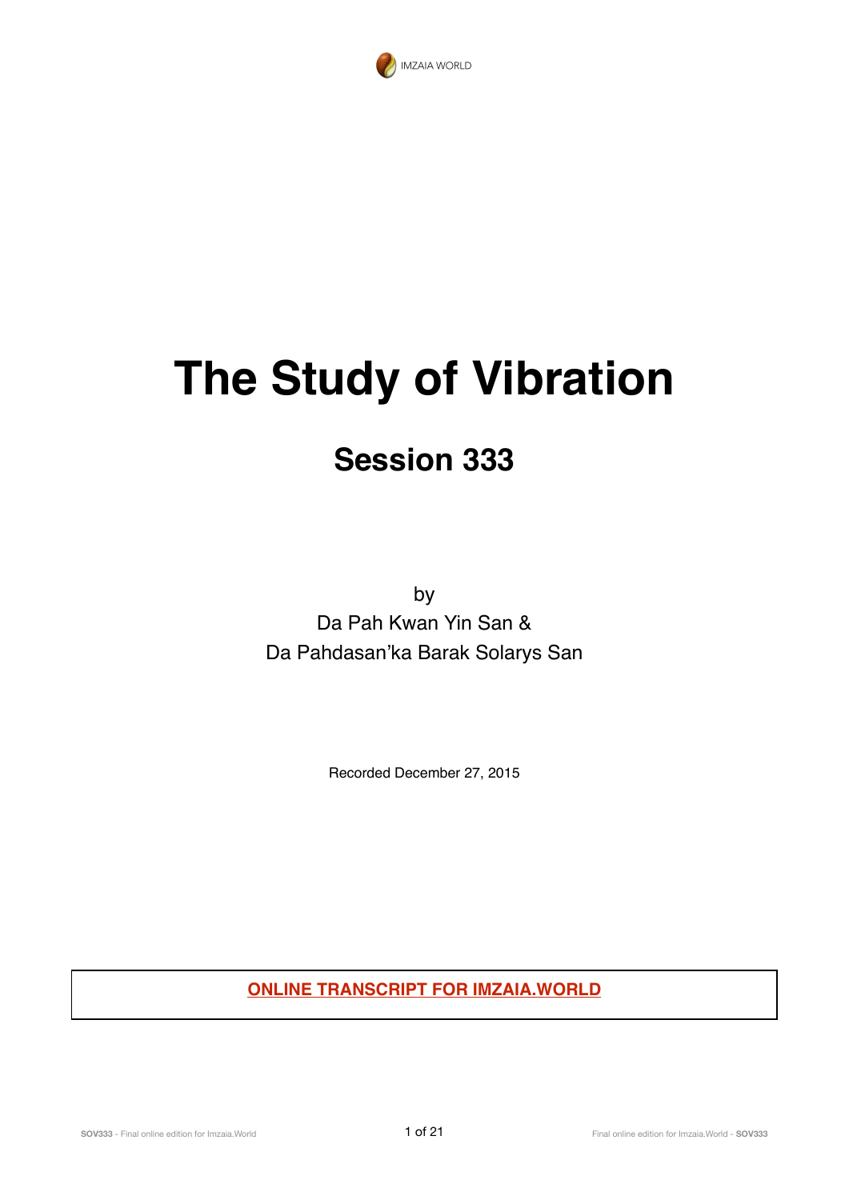IMZAIA WORLD

# The Study of Vibration

## Session 333

by

Da Pah Kwan Yin San &

Da Pahdasan'ka Barak Solarys San

Recorded December 27, 2015

**ONLINE TRANSCRIPT FOR IMZAIA.WORLD**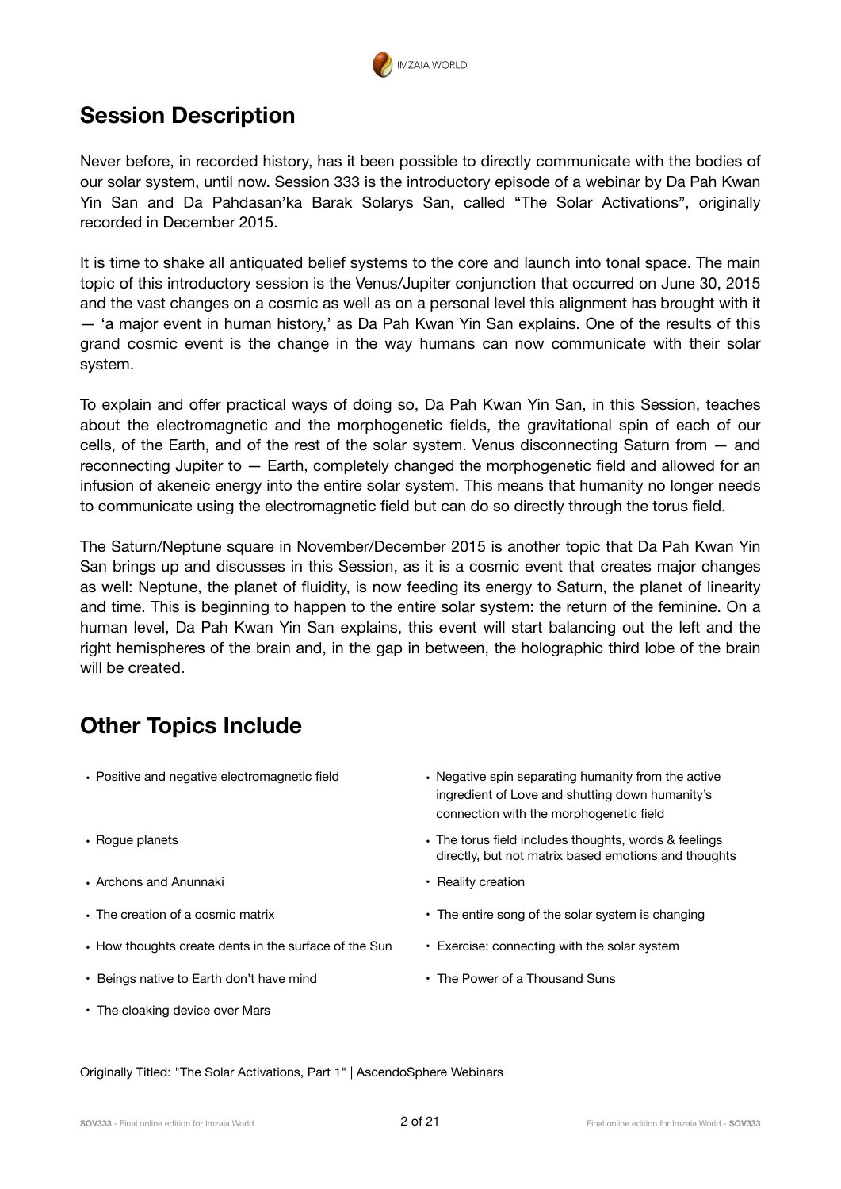## Session Description

Never before, in recorded history, has it been possible to directly communicate with the bodies of our solar system, until now. Session 333 is the introductory episode of a webinar by Da Pah Kwan Yin San and Da Pahdasan'ka Barak Solarys San, called "The Solar Activations", originally recorded in December 2015.

It is time to shake all antiquated belief systems to the core and launch into tonal space. The main topic of this introductory session is the Venus/Jupiter conjunction that occurred on June 30, 2015 and the vast changes on a cosmic as well as on a personal level this alignment has brought with it — 'a major event in human history,' as Da Pah Kwan Yin San explains. One of the results of this grand cosmic event is the change in the way humans can now communicate with their solar system.

To explain and offer practical ways of doing so, Da Pah Kwan Yin San, in this Session, teaches about the electromagnetic and the morphogenetic fields, the gravitational spin of each of our cells, of the Earth, and of the rest of the solar system. Venus disconnecting Saturn from — and reconnecting Jupiter to — Earth, completely changed the morphogenetic field and allowed for an infusion of akeneic energy into the entire solar system. This means that humanity no longer needs to communicate using the electromagnetic field but can do so directly through the torus field.

The Saturn/Neptune square in November/December 2015 is another topic that Da Pah Kwan Yin San brings up and discusses in this Session, as it is a cosmic event that creates major changes as well: Neptune, the planet of fluidity, is now feeding its energy to Saturn, the planet of linearity and time. This is beginning to happen to the entire solar system: the return of the feminine. On a human level, Da Pah Kwan Yin San explains, this event will start balancing out the left and the right hemispheres of the brain and, in the gap in between, the holographic third lobe of the brain will be created.

## Other Topics Include

- Positive and negative electromagnetic field
- Rogue planets
- Archons and Anunnaki
- The creation of a cosmic matrix
- How thoughts create dents in the surface of the Sun
- Beings native to Earth don't have mind
- The cloaking device over Mars
- Negative spin separating humanity from the active ingredient of Love and shutting down humanity's connection with the morphogenetic field
- The torus field includes thoughts, words & feelings directly, but not matrix based emotions and thoughts
- Reality creation
- The entire song of the solar system is changing
- Exercise: connecting with the solar system
- The Power of a Thousand Suns

Originally Titled: "The Solar Activations, Part 1" | AscendoSphere Webinars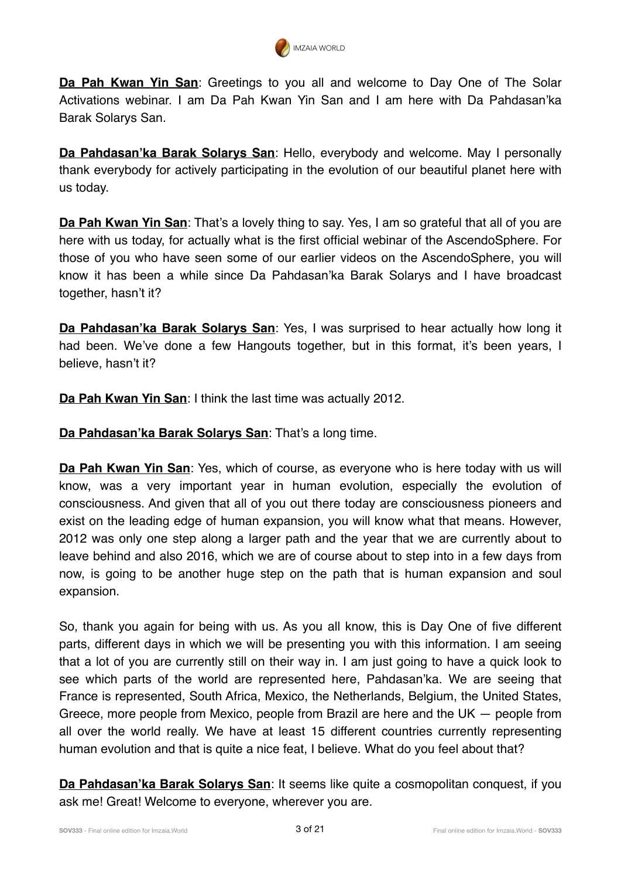**Da Pah Kwan Yin San**: Greetings to you all and welcome to Day One of The Solar Activations webinar. I am Da Pah Kwan Yin San and I am here with Da Pahdasan'ka Barak Solarys San.

**Da Pahdasan'ka Barak Solarys San**: Hello, everybody and welcome. May I personally thank everybody for actively participating in the evolution of our beautiful planet here with us today.

**Da Pah Kwan Yin San**: That's a lovely thing to say. Yes, I am so grateful that all of you are here with us today, for actually what is the first official webinar of the AscendoSphere. For those of you who have seen some of our earlier videos on the AscendoSphere, you will know it has been a while since Da Pahdasan'ka Barak Solarys and I have broadcast together, hasn't it?

**Da Pahdasan'ka Barak Solarys San**: Yes, I was surprised to hear actually how long it had been. We've done a few Hangouts together, but in this format, it's been years, I believe, hasn't it?

**Da Pah Kwan Yin San**: I think the last time was actually 2012.

**Da Pahdasan'ka Barak Solarys San**: That's a long time.

**Da Pah Kwan Yin San**: Yes, which of course, as everyone who is here today with us will know, was a very important year in human evolution, especially the evolution of consciousness. And given that all of you out there today are consciousness pioneers and exist on the leading edge of human expansion, you will know what that means. However, 2012 was only one step along a larger path and the year that we are currently about to leave behind and also 2016, which we are of course about to step into in a few days from now, is going to be another huge step on the path that is human expansion and soul expansion.

So, thank you again for being with us. As you all know, this is Day One of five different parts, different days in which we will be presenting you with this information. I am seeing that a lot of you are currently still on their way in. I am just going to have a quick look to see which parts of the world are represented here, Pahdasan'ka. We are seeing that France is represented, South Africa, Mexico, the Netherlands, Belgium, the United States, Greece, more people from Mexico, people from Brazil are here and the UK — people from all over the world really. We have at least 15 different countries currently representing human evolution and that is quite a nice feat, I believe. What do you feel about that?

**Da Pahdasan'ka Barak Solarys San**: It seems like quite a cosmopolitan conquest, if you ask me! Great! Welcome to everyone, wherever you are.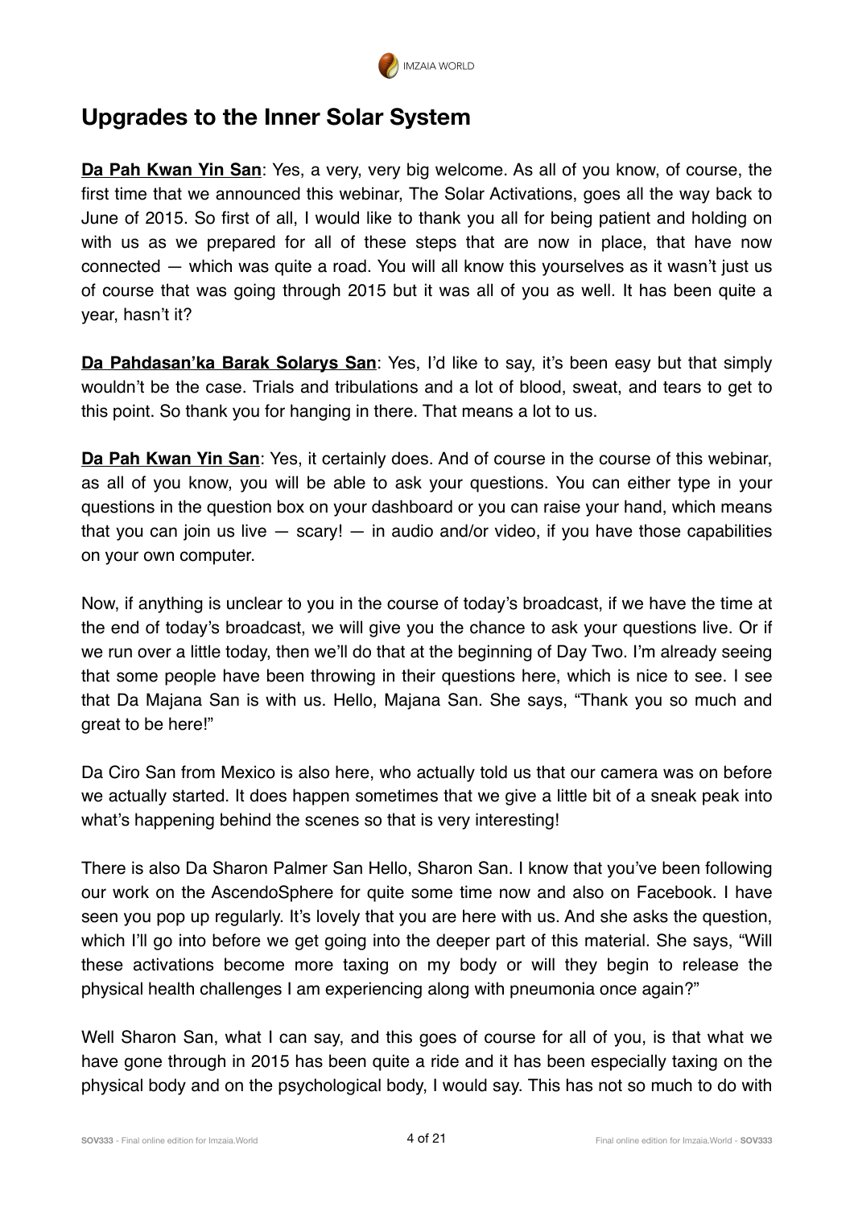## Upgrades to the Inner Solar System

**Da Pah Kwan Yin San**: Yes, a very, very big welcome. As all of you know, of course, the first time that we announced this webinar, The Solar Activations, goes all the way back to June of 2015. So first of all, I would like to thank you all for being patient and holding on with us as we prepared for all of these steps that are now in place, that have now connected — which was quite a road. You will all know this yourselves as it wasn't just us of course that was going through 2015 but it was all of you as well. It has been quite a year, hasn't it?

**Da Pahdasan'ka Barak Solarys San**: Yes, I'd like to say, it's been easy but that simply wouldn't be the case. Trials and tribulations and a lot of blood, sweat, and tears to get to this point. So thank you for hanging in there. That means a lot to us.

**Da Pah Kwan Yin San**: Yes, it certainly does. And of course in the course of this webinar, as all of you know, you will be able to ask your questions. You can either type in your questions in the question box on your dashboard or you can raise your hand, which means that you can join us live — scary! — in audio and/or video, if you have those capabilities on your own computer.

Now, if anything is unclear to you in the course of today's broadcast, if we have the time at the end of today's broadcast, we will give you the chance to ask your questions live. Or if we run over a little today, then we'll do that at the beginning of Day Two. I'm already seeing that some people have been throwing in their questions here, which is nice to see. I see that Da Majana San is with us. Hello, Majana San. She says, "Thank you so much and great to be here!"

Da Ciro San from Mexico is also here, who actually told us that our camera was on before we actually started. It does happen sometimes that we give a little bit of a sneak peak into what's happening behind the scenes so that is very interesting!

There is also Da Sharon Palmer San Hello, Sharon San. I know that you've been following our work on the AscendoSphere for quite some time now and also on Facebook. I have seen you pop up regularly. It's lovely that you are here with us. And she asks the question, which I'll go into before we get going into the deeper part of this material. She says, "Will these activations become more taxing on my body or will they begin to release the physical health challenges I am experiencing along with pneumonia once again?"

Well Sharon San, what I can say, and this goes of course for all of you, is that what we have gone through in 2015 has been quite a ride and it has been especially taxing on the physical body and on the psychological body, I would say. This has not so much to do with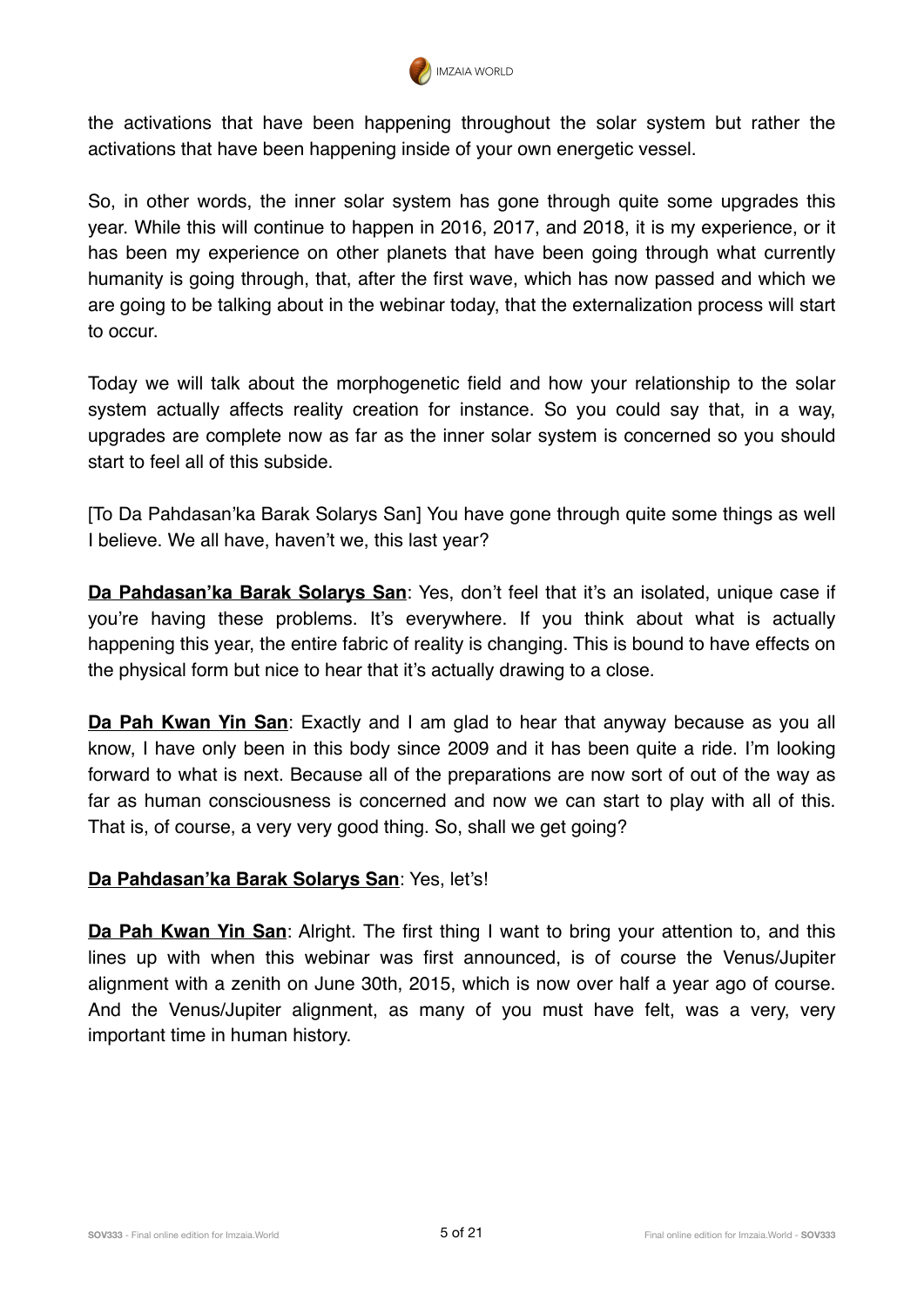the activations that have been happening throughout the solar system but rather the activations that have been happening inside of your own energetic vessel.

So, in other words, the inner solar system has gone through quite some upgrades this year. While this will continue to happen in 2016, 2017, and 2018, it is my experience, or it has been my experience on other planets that have been going through what currently humanity is going through, that, after the first wave, which has now passed and which we are going to be talking about in the webinar today, that the externalization process will start to occur.

Today we will talk about the morphogenetic field and how your relationship to the solar system actually affects reality creation for instance. So you could say that, in a way, upgrades are complete now as far as the inner solar system is concerned so you should start to feel all of this subside.

[To Da Pahdasan'ka Barak Solarys San] You have gone through quite some things as well I believe. We all have, haven't we, this last year?

**Da Pahdasan'ka Barak Solarys San**: Yes, don't feel that it's an isolated, unique case if you're having these problems. It's everywhere. If you think about what is actually happening this year, the entire fabric of reality is changing. This is bound to have effects on the physical form but nice to hear that it's actually drawing to a close.

**Da Pah Kwan Yin San**: Exactly and I am glad to hear that anyway because as you all know, I have only been in this body since 2009 and it has been quite a ride. I'm looking forward to what is next. Because all of the preparations are now sort of out of the way as far as human consciousness is concerned and now we can start to play with all of this. That is, of course, a very very good thing. So, shall we get going?

**Da Pahdasan'ka Barak Solarys San**: Yes, let's!

**Da Pah Kwan Yin San**: Alright. The first thing I want to bring your attention to, and this lines up with when this webinar was first announced, is of course the Venus/Jupiter alignment with a zenith on June 30th, 2015, which is now over half a year ago of course. And the Venus/Jupiter alignment, as many of you must have felt, was a very, very important time in human history.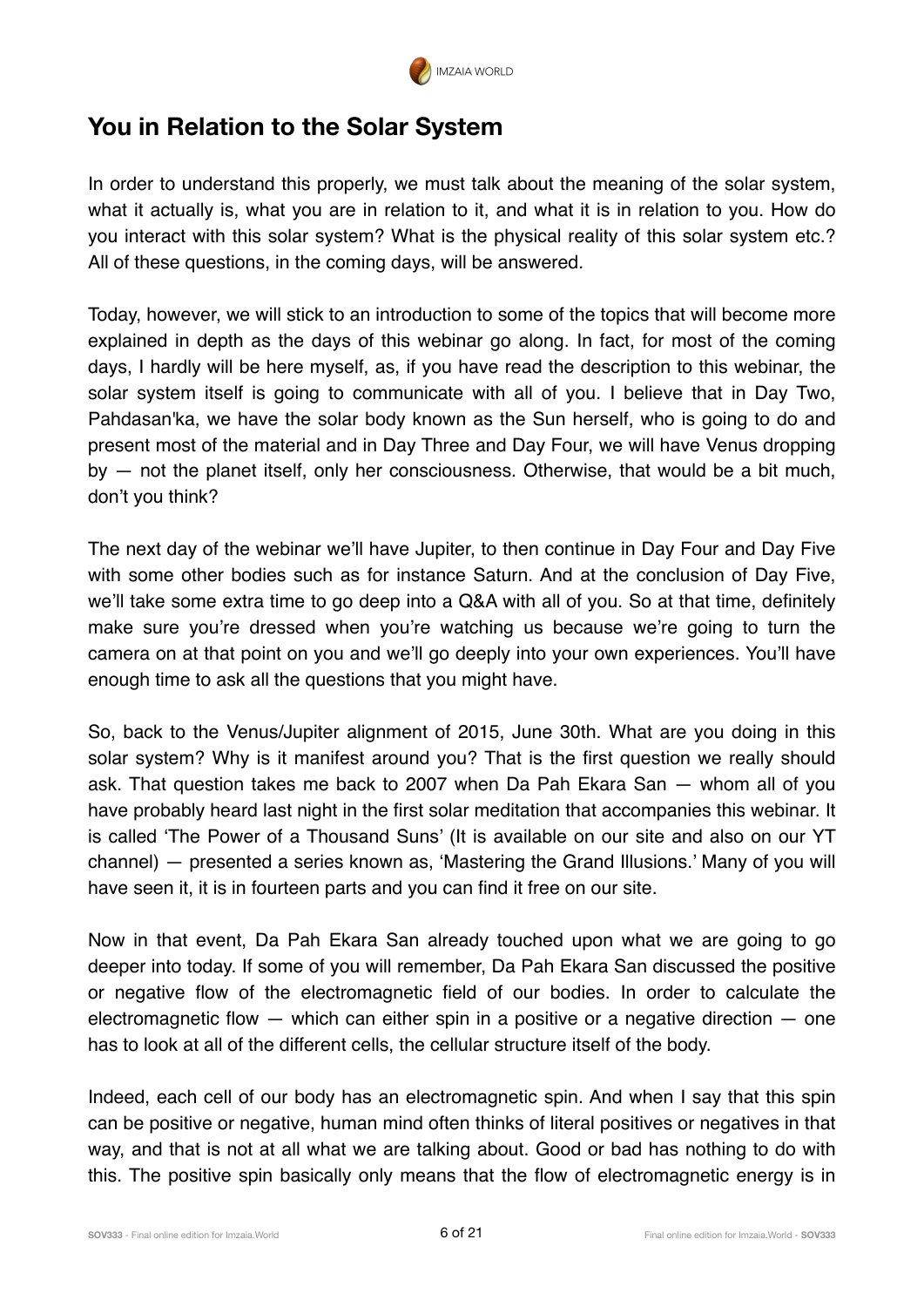## You in Relation to the Solar System

In order to understand this properly, we must talk about the meaning of the solar system, what it actually is, what you are in relation to it, and what it is in relation to you. How do you interact with this solar system? What is the physical reality of this solar system etc.? All of these questions, in the coming days, will be answered.

Today, however, we will stick to an introduction to some of the topics that will become more explained in depth as the days of this webinar go along. In fact, for most of the coming days, I hardly will be here myself, as, if you have read the description to this webinar, the solar system itself is going to communicate with all of you. I believe that in Day Two, Pahdasan'ka, we have the solar body known as the Sun herself, who is going to do and present most of the material and in Day Three and Day Four, we will have Venus dropping by — not the planet itself, only her consciousness. Otherwise, that would be a bit much, don't you think?

The next day of the webinar we'll have Jupiter, to then continue in Day Four and Day Five with some other bodies such as for instance Saturn. And at the conclusion of Day Five, we'll take some extra time to go deep into a Q&A with all of you. So at that time, definitely make sure you're dressed when you're watching us because we're going to turn the camera on at that point on you and we'll go deeply into your own experiences. You'll have enough time to ask all the questions that you might have.

So, back to the Venus/Jupiter alignment of 2015, June 30th. What are you doing in this solar system? Why is it manifest around you? That is the first question we really should ask. That question takes me back to 2007 when Da Pah Ekara San — whom all of you have probably heard last night in the first solar meditation that accompanies this webinar. It is called 'The Power of a Thousand Suns' (It is available on our site and also on our YT channel) — presented a series known as, 'Mastering the Grand Illusions.' Many of you will have seen it, it is in fourteen parts and you can find it free on our site.

Now in that event, Da Pah Ekara San already touched upon what we are going to go deeper into today. If some of you will remember, Da Pah Ekara San discussed the positive or negative flow of the electromagnetic field of our bodies. In order to calculate the electromagnetic flow — which can either spin in a positive or a negative direction — one has to look at all of the different cells, the cellular structure itself of the body.

Indeed, each cell of our body has an electromagnetic spin. And when I say that this spin can be positive or negative, human mind often thinks of literal positives or negatives in that way, and that is not at all what we are talking about. Good or bad has nothing to do with this. The positive spin basically only means that the flow of electromagnetic energy is in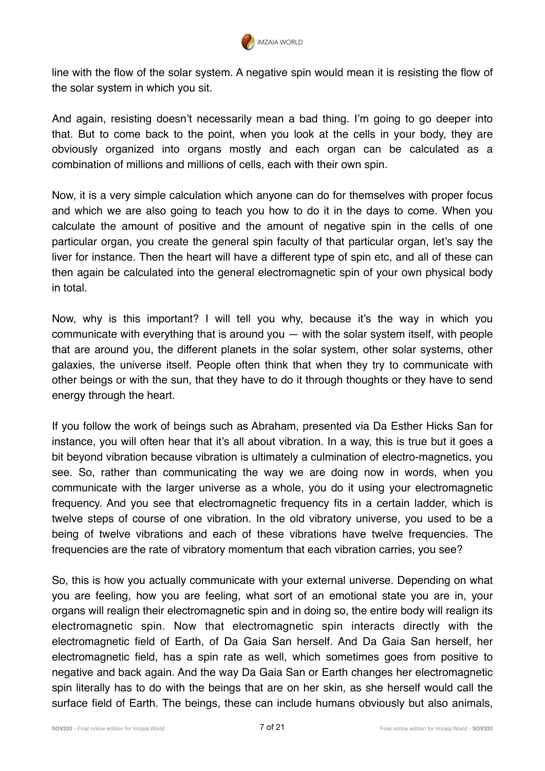line with the flow of the solar system. A negative spin would mean it is resisting the flow of the solar system in which you sit.

And again, resisting doesn't necessarily mean a bad thing. I'm going to go deeper into that. But to come back to the point, when you look at the cells in your body, they are obviously organized into organs mostly and each organ can be calculated as a combination of millions and millions of cells, each with their own spin.

Now, it is a very simple calculation which anyone can do for themselves with proper focus and which we are also going to teach you how to do it in the days to come. When you calculate the amount of positive and the amount of negative spin in the cells of one particular organ, you create the general spin faculty of that particular organ, let's say the liver for instance. Then the heart will have a different type of spin etc, and all of these can then again be calculated into the general electromagnetic spin of your own physical body in total.

Now, why is this important? I will tell you why, because it's the way in which you communicate with everything that is around you — with the solar system itself, with people that are around you, the different planets in the solar system, other solar systems, other galaxies, the universe itself. People often think that when they try to communicate with other beings or with the sun, that they have to do it through thoughts or they have to send energy through the heart.

If you follow the work of beings such as Abraham, presented via Da Esther Hicks San for instance, you will often hear that it's all about vibration. In a way, this is true but it goes a bit beyond vibration because vibration is ultimately a culmination of electro-magnetics, you see. So, rather than communicating the way we are doing now in words, when you communicate with the larger universe as a whole, you do it using your electromagnetic frequency. And you see that electromagnetic frequency fits in a certain ladder, which is twelve steps of course of one vibration. In the old vibratory universe, you used to be a being of twelve vibrations and each of these vibrations have twelve frequencies. The frequencies are the rate of vibratory momentum that each vibration carries, you see?

So, this is how you actually communicate with your external universe. Depending on what you are feeling, how you are feeling, what sort of an emotional state you are in, your organs will realign their electromagnetic spin and in doing so, the entire body will realign its electromagnetic spin. Now that electromagnetic spin interacts directly with the electromagnetic field of Earth, of Da Gaia San herself. And Da Gaia San herself, her electromagnetic field, has a spin rate as well, which sometimes goes from positive to negative and back again. And the way Da Gaia San or Earth changes her electromagnetic spin literally has to do with the beings that are on her skin, as she herself would call the surface field of Earth. The beings, these can include humans obviously but also animals,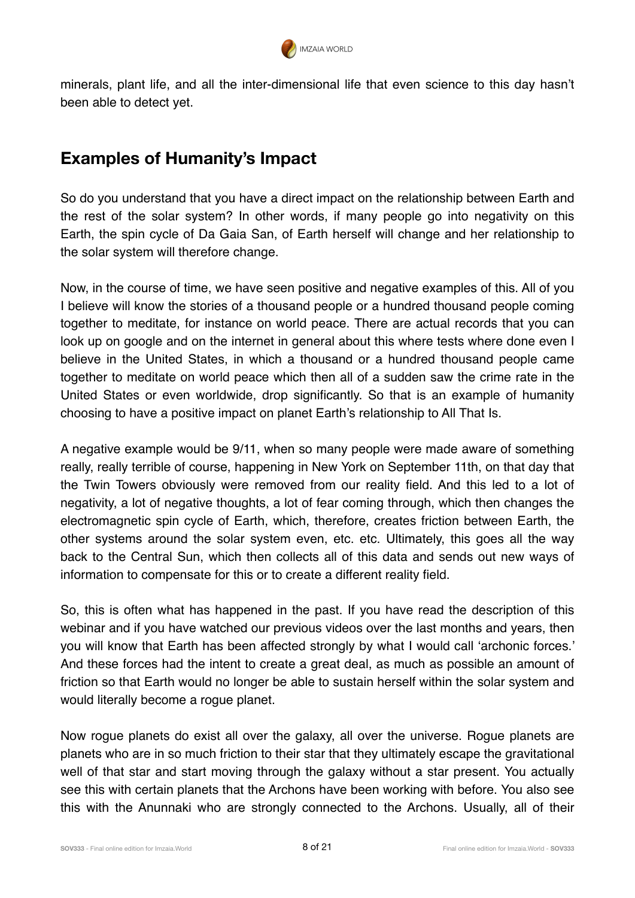minerals, plant life, and all the inter-dimensional life that even science to this day hasn't been able to detect yet.

## Examples of Humanity's Impact

So do you understand that you have a direct impact on the relationship between Earth and the rest of the solar system? In other words, if many people go into negativity on this Earth, the spin cycle of Da Gaia San, of Earth herself will change and her relationship to the solar system will therefore change.

Now, in the course of time, we have seen positive and negative examples of this. All of you I believe will know the stories of a thousand people or a hundred thousand people coming together to meditate, for instance on world peace. There are actual records that you can look up on google and on the internet in general about this where tests where done even I believe in the United States, in which a thousand or a hundred thousand people came together to meditate on world peace which then all of a sudden saw the crime rate in the United States or even worldwide, drop significantly. So that is an example of humanity choosing to have a positive impact on planet Earth's relationship to All That Is.

A negative example would be 9/11, when so many people were made aware of something really, really terrible of course, happening in New York on September 11th, on that day that the Twin Towers obviously were removed from our reality field. And this led to a lot of negativity, a lot of negative thoughts, a lot of fear coming through, which then changes the electromagnetic spin cycle of Earth, which, therefore, creates friction between Earth, the other systems around the solar system even, etc. etc. Ultimately, this goes all the way back to the Central Sun, which then collects all of this data and sends out new ways of information to compensate for this or to create a different reality field.

So, this is often what has happened in the past. If you have read the description of this webinar and if you have watched our previous videos over the last months and years, then you will know that Earth has been affected strongly by what I would call 'archonic forces.' And these forces had the intent to create a great deal, as much as possible an amount of friction so that Earth would no longer be able to sustain herself within the solar system and would literally become a rogue planet.

Now rogue planets do exist all over the galaxy, all over the universe. Rogue planets are planets who are in so much friction to their star that they ultimately escape the gravitational well of that star and start moving through the galaxy without a star present. You actually see this with certain planets that the Archons have been working with before. You also see this with the Anunnaki who are strongly connected to the Archons. Usually, all of their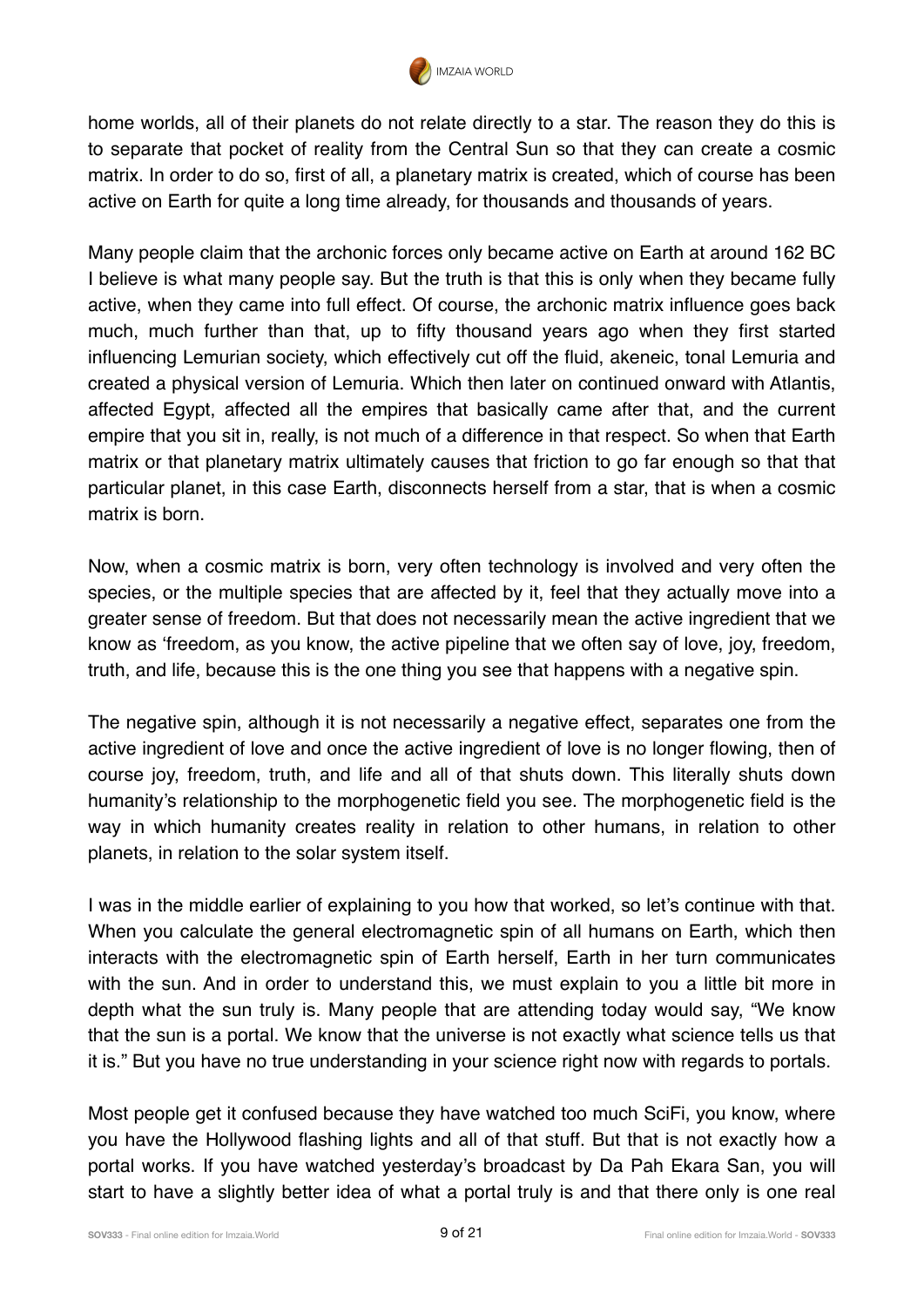home worlds, all of their planets do not relate directly to a star. The reason they do this is to separate that pocket of reality from the Central Sun so that they can create a cosmic matrix. In order to do so, first of all, a planetary matrix is created, which of course has been active on Earth for quite a long time already, for thousands and thousands of years.

Many people claim that the archonic forces only became active on Earth at around 162 BC I believe is what many people say. But the truth is that this is only when they became fully active, when they came into full effect. Of course, the archonic matrix influence goes back much, much further than that, up to fifty thousand years ago when they first started influencing Lemurian society, which effectively cut off the fluid, akeneic, tonal Lemuria and created a physical version of Lemuria. Which then later on continued onward with Atlantis, affected Egypt, affected all the empires that basically came after that, and the current empire that you sit in, really, is not much of a difference in that respect. So when that Earth matrix or that planetary matrix ultimately causes that friction to go far enough so that that particular planet, in this case Earth, disconnects herself from a star, that is when a cosmic matrix is born.

Now, when a cosmic matrix is born, very often technology is involved and very often the species, or the multiple species that are affected by it, feel that they actually move into a greater sense of freedom. But that does not necessarily mean the active ingredient that we know as 'freedom, as you know, the active pipeline that we often say of love, joy, freedom, truth, and life, because this is the one thing you see that happens with a negative spin.

The negative spin, although it is not necessarily a negative effect, separates one from the active ingredient of love and once the active ingredient of love is no longer flowing, then of course joy, freedom, truth, and life and all of that shuts down. This literally shuts down humanity's relationship to the morphogenetic field you see. The morphogenetic field is the way in which humanity creates reality in relation to other humans, in relation to other planets, in relation to the solar system itself.

I was in the middle earlier of explaining to you how that worked, so let's continue with that. When you calculate the general electromagnetic spin of all humans on Earth, which then interacts with the electromagnetic spin of Earth herself, Earth in her turn communicates with the sun. And in order to understand this, we must explain to you a little bit more in depth what the sun truly is. Many people that are attending today would say, "We know that the sun is a portal. We know that the universe is not exactly what science tells us that it is." But you have no true understanding in your science right now with regards to portals.

Most people get it confused because they have watched too much SciFi, you know, where you have the Hollywood flashing lights and all of that stuff. But that is not exactly how a portal works. If you have watched yesterday's broadcast by Da Pah Ekara San, you will start to have a slightly better idea of what a portal truly is and that there only is one real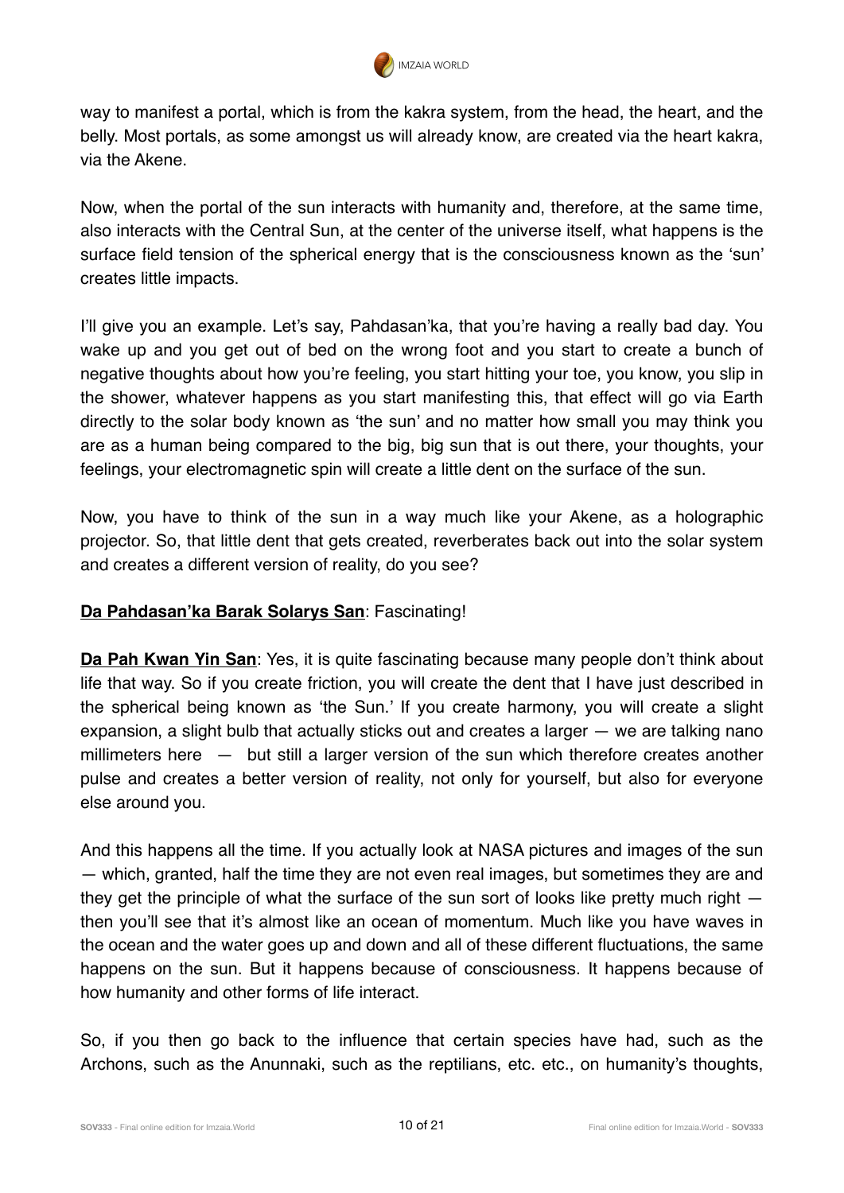way to manifest a portal, which is from the kakra system, from the head, the heart, and the belly. Most portals, as some amongst us will already know, are created via the heart kakra, via the Akene.

Now, when the portal of the sun interacts with humanity and, therefore, at the same time, also interacts with the Central Sun, at the center of the universe itself, what happens is the surface field tension of the spherical energy that is the consciousness known as the 'sun' creates little impacts.

I'll give you an example. Let's say, Pahdasan'ka, that you're having a really bad day. You wake up and you get out of bed on the wrong foot and you start to create a bunch of negative thoughts about how you're feeling, you start hitting your toe, you know, you slip in the shower, whatever happens as you start manifesting this, that effect will go via Earth directly to the solar body known as 'the sun' and no matter how small you may think you are as a human being compared to the big, big sun that is out there, your thoughts, your feelings, your electromagnetic spin will create a little dent on the surface of the sun.

Now, you have to think of the sun in a way much like your Akene, as a holographic projector. So, that little dent that gets created, reverberates back out into the solar system and creates a different version of reality, do you see?

**Da Pahdasan'ka Barak Solarys San**: Fascinating!

**Da Pah Kwan Yin San**: Yes, it is quite fascinating because many people don't think about life that way. So if you create friction, you will create the dent that I have just described in the spherical being known as 'the Sun.' If you create harmony, you will create a slight expansion, a slight bulb that actually sticks out and creates a larger — we are talking nano millimeters here — but still a larger version of the sun which therefore creates another pulse and creates a better version of reality, not only for yourself, but also for everyone else around you.

And this happens all the time. If you actually look at NASA pictures and images of the sun — which, granted, half the time they are not even real images, but sometimes they are and they get the principle of what the surface of the sun sort of looks like pretty much right — then you'll see that it's almost like an ocean of momentum. Much like you have waves in the ocean and the water goes up and down and all of these different fluctuations, the same happens on the sun. But it happens because of consciousness. It happens because of how humanity and other forms of life interact.

So, if you then go back to the influence that certain species have had, such as the Archons, such as the Anunnaki, such as the reptilians, etc. etc., on humanity's thoughts,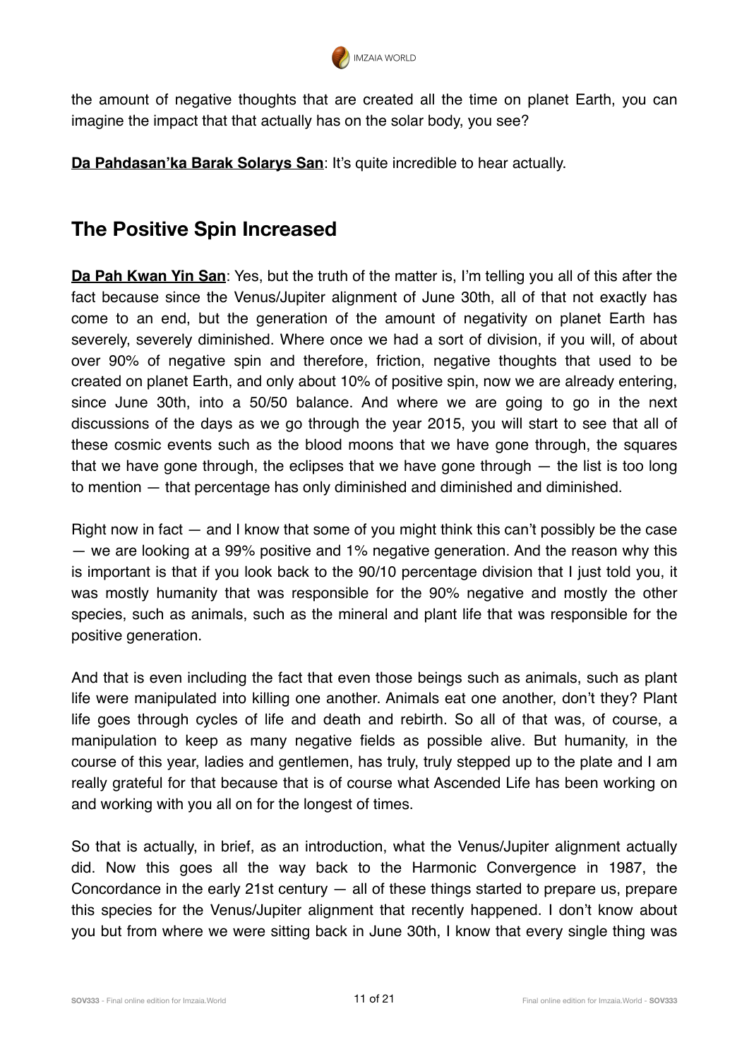the amount of negative thoughts that are created all the time on planet Earth, you can imagine the impact that that actually has on the solar body, you see?

**Da Pahdasan'ka Barak Solarys San**: It's quite incredible to hear actually.

## The Positive Spin Increased

**Da Pah Kwan Yin San**: Yes, but the truth of the matter is, I'm telling you all of this after the fact because since the Venus/Jupiter alignment of June 30th, all of that not exactly has come to an end, but the generation of the amount of negativity on planet Earth has severely, severely diminished. Where once we had a sort of division, if you will, of about over 90% of negative spin and therefore, friction, negative thoughts that used to be created on planet Earth, and only about 10% of positive spin, now we are already entering, since June 30th, into a 50/50 balance. And where we are going to go in the next discussions of the days as we go through the year 2015, you will start to see that all of these cosmic events such as the blood moons that we have gone through, the squares that we have gone through, the eclipses that we have gone through — the list is too long to mention — that percentage has only diminished and diminished and diminished.

Right now in fact — and I know that some of you might think this can't possibly be the case — we are looking at a 99% positive and 1% negative generation. And the reason why this is important is that if you look back to the 90/10 percentage division that I just told you, it was mostly humanity that was responsible for the 90% negative and mostly the other species, such as animals, such as the mineral and plant life that was responsible for the positive generation.

And that is even including the fact that even those beings such as animals, such as plant life were manipulated into killing one another. Animals eat one another, don't they? Plant life goes through cycles of life and death and rebirth. So all of that was, of course, a manipulation to keep as many negative fields as possible alive. But humanity, in the course of this year, ladies and gentlemen, has truly, truly stepped up to the plate and I am really grateful for that because that is of course what Ascended Life has been working on and working with you all on for the longest of times.

So that is actually, in brief, as an introduction, what the Venus/Jupiter alignment actually did. Now this goes all the way back to the Harmonic Convergence in 1987, the Concordance in the early 21st century — all of these things started to prepare us, prepare this species for the Venus/Jupiter alignment that recently happened. I don't know about you but from where we were sitting back in June 30th, I know that every single thing was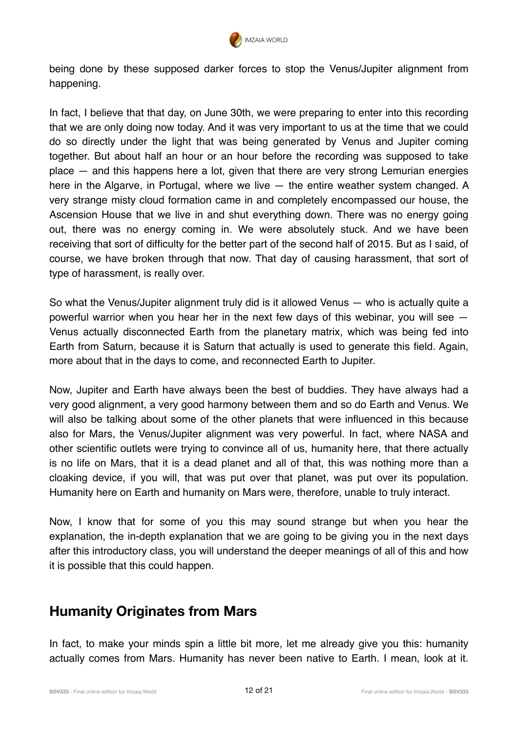being done by these supposed darker forces to stop the Venus/Jupiter alignment from happening.

In fact, I believe that that day, on June 30th, we were preparing to enter into this recording that we are only doing now today. And it was very important to us at the time that we could do so directly under the light that was being generated by Venus and Jupiter coming together. But about half an hour or an hour before the recording was supposed to take place — and this happens here a lot, given that there are very strong Lemurian energies here in the Algarve, in Portugal, where we live — the entire weather system changed. A very strange misty cloud formation came in and completely encompassed our house, the Ascension House that we live in and shut everything down. There was no energy going out, there was no energy coming in. We were absolutely stuck. And we have been receiving that sort of difficulty for the better part of the second half of 2015. But as I said, of course, we have broken through that now. That day of causing harassment, that sort of type of harassment, is really over.

So what the Venus/Jupiter alignment truly did is it allowed Venus — who is actually quite a powerful warrior when you hear her in the next few days of this webinar, you will see — Venus actually disconnected Earth from the planetary matrix, which was being fed into Earth from Saturn, because it is Saturn that actually is used to generate this field. Again, more about that in the days to come, and reconnected Earth to Jupiter.

Now, Jupiter and Earth have always been the best of buddies. They have always had a very good alignment, a very good harmony between them and so do Earth and Venus. We will also be talking about some of the other planets that were influenced in this because also for Mars, the Venus/Jupiter alignment was very powerful. In fact, where NASA and other scientific outlets were trying to convince all of us, humanity here, that there actually is no life on Mars, that it is a dead planet and all of that, this was nothing more than a cloaking device, if you will, that was put over that planet, was put over its population. Humanity here on Earth and humanity on Mars were, therefore, unable to truly interact.

Now, I know that for some of you this may sound strange but when you hear the explanation, the in-depth explanation that we are going to be giving you in the next days after this introductory class, you will understand the deeper meanings of all of this and how it is possible that this could happen.

## Humanity Originates from Mars

In fact, to make your minds spin a little bit more, let me already give you this: humanity actually comes from Mars. Humanity has never been native to Earth. I mean, look at it.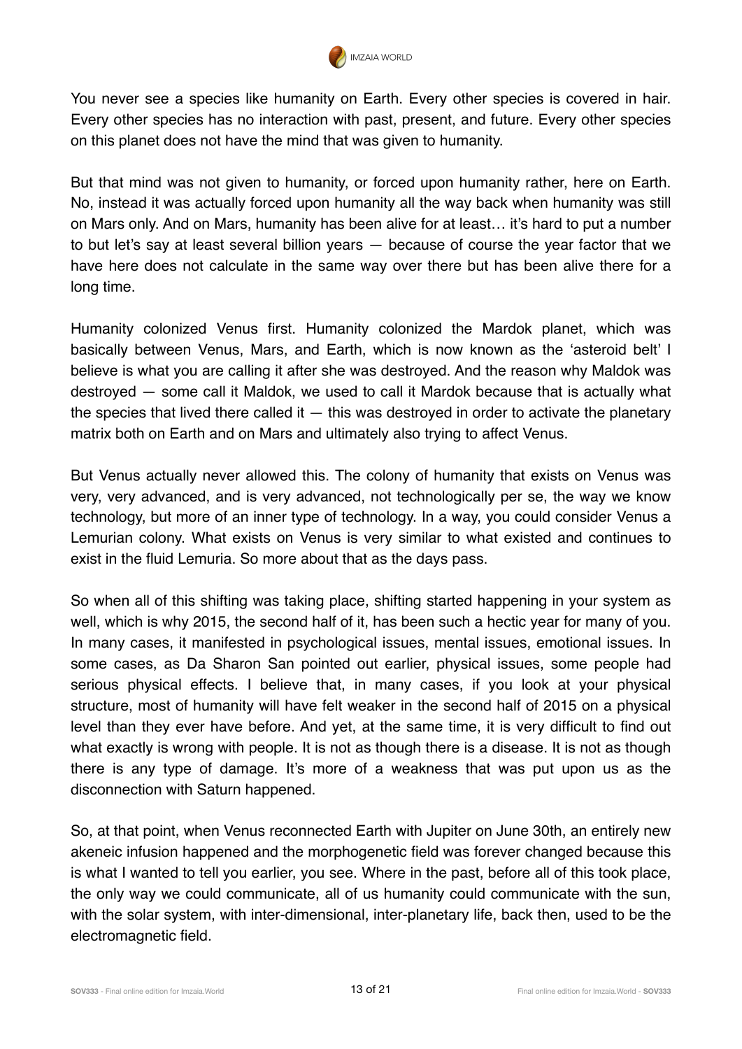You never see a species like humanity on Earth. Every other species is covered in hair. Every other species has no interaction with past, present, and future. Every other species on this planet does not have the mind that was given to humanity.

But that mind was not given to humanity, or forced upon humanity rather, here on Earth. No, instead it was actually forced upon humanity all the way back when humanity was still on Mars only. And on Mars, humanity has been alive for at least… it's hard to put a number to but let's say at least several billion years — because of course the year factor that we have here does not calculate in the same way over there but has been alive there for a long time.

Humanity colonized Venus first. Humanity colonized the Mardok planet, which was basically between Venus, Mars, and Earth, which is now known as the 'asteroid belt' I believe is what you are calling it after she was destroyed. And the reason why Maldok was destroyed — some call it Maldok, we used to call it Mardok because that is actually what the species that lived there called it — this was destroyed in order to activate the planetary matrix both on Earth and on Mars and ultimately also trying to affect Venus.

But Venus actually never allowed this. The colony of humanity that exists on Venus was very, very advanced, and is very advanced, not technologically per se, the way we know technology, but more of an inner type of technology. In a way, you could consider Venus a Lemurian colony. What exists on Venus is very similar to what existed and continues to exist in the fluid Lemuria. So more about that as the days pass.

So when all of this shifting was taking place, shifting started happening in your system as well, which is why 2015, the second half of it, has been such a hectic year for many of you. In many cases, it manifested in psychological issues, mental issues, emotional issues. In some cases, as Da Sharon San pointed out earlier, physical issues, some people had serious physical effects. I believe that, in many cases, if you look at your physical structure, most of humanity will have felt weaker in the second half of 2015 on a physical level than they ever have before. And yet, at the same time, it is very difficult to find out what exactly is wrong with people. It is not as though there is a disease. It is not as though there is any type of damage. It's more of a weakness that was put upon us as the disconnection with Saturn happened.

So, at that point, when Venus reconnected Earth with Jupiter on June 30th, an entirely new akeneic infusion happened and the morphogenetic field was forever changed because this is what I wanted to tell you earlier, you see. Where in the past, before all of this took place, the only way we could communicate, all of us humanity could communicate with the sun, with the solar system, with inter-dimensional, inter-planetary life, back then, used to be the electromagnetic field.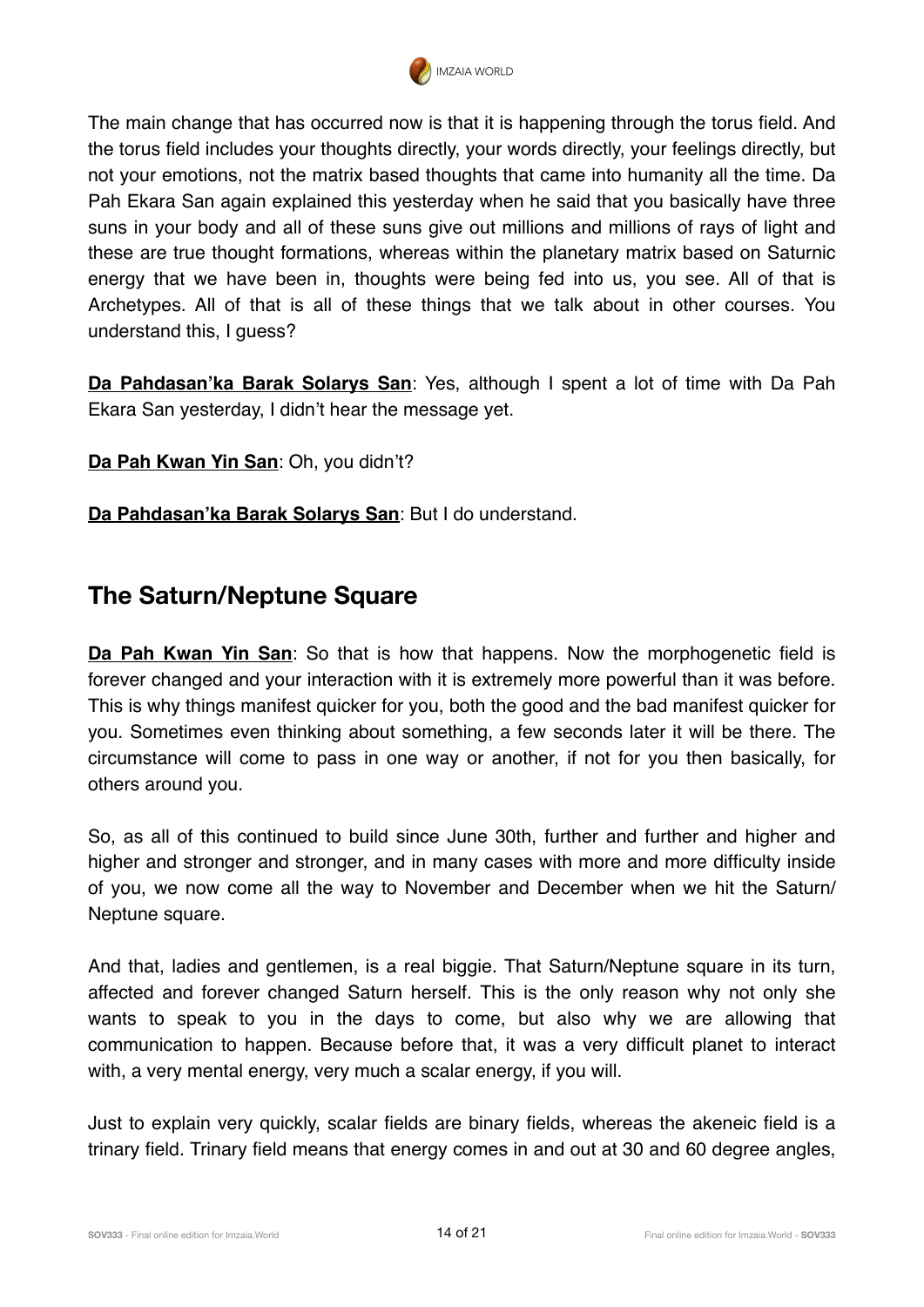The main change that has occurred now is that it is happening through the torus field. And the torus field includes your thoughts directly, your words directly, your feelings directly, but not your emotions, not the matrix based thoughts that came into humanity all the time. Da Pah Ekara San again explained this yesterday when he said that you basically have three suns in your body and all of these suns give out millions and millions of rays of light and these are true thought formations, whereas within the planetary matrix based on Saturnic energy that we have been in, thoughts were being fed into us, you see. All of that is Archetypes. All of that is all of these things that we talk about in other courses. You understand this, I guess?

**Da Pahdasan'ka Barak Solarys San**: Yes, although I spent a lot of time with Da Pah Ekara San yesterday, I didn't hear the message yet.

**Da Pah Kwan Yin San**: Oh, you didn't?

**Da Pahdasan'ka Barak Solarys San**: But I do understand.

## The Saturn/Neptune Square

**Da Pah Kwan Yin San**: So that is how that happens. Now the morphogenetic field is forever changed and your interaction with it is extremely more powerful than it was before. This is why things manifest quicker for you, both the good and the bad manifest quicker for you. Sometimes even thinking about something, a few seconds later it will be there. The circumstance will come to pass in one way or another, if not for you then basically, for others around you.

So, as all of this continued to build since June 30th, further and further and higher and higher and stronger and stronger, and in many cases with more and more difficulty inside of you, we now come all the way to November and December when we hit the Saturn/Neptune square.

And that, ladies and gentlemen, is a real biggie. That Saturn/Neptune square in its turn, affected and forever changed Saturn herself. This is the only reason why not only she wants to speak to you in the days to come, but also why we are allowing that communication to happen. Because before that, it was a very difficult planet to interact with, a very mental energy, very much a scalar energy, if you will.

Just to explain very quickly, scalar fields are binary fields, whereas the akeneic field is a trinary field. Trinary field means that energy comes in and out at 30 and 60 degree angles,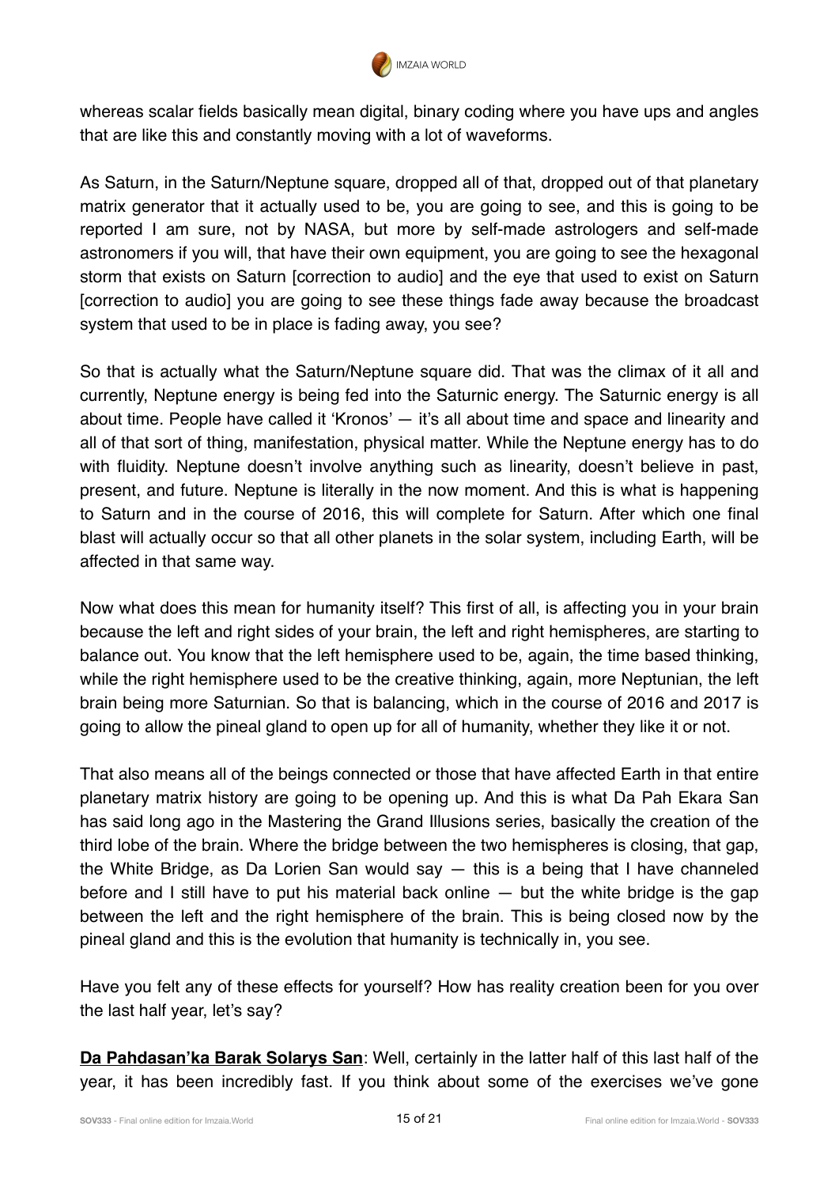whereas scalar fields basically mean digital, binary coding where you have ups and angles that are like this and constantly moving with a lot of waveforms.

As Saturn, in the Saturn/Neptune square, dropped all of that, dropped out of that planetary matrix generator that it actually used to be, you are going to see, and this is going to be reported I am sure, not by NASA, but more by self-made astrologers and self-made astronomers if you will, that have their own equipment, you are going to see the hexagonal storm that exists on Saturn [correction to audio] and the eye that used to exist on Saturn [correction to audio] you are going to see these things fade away because the broadcast system that used to be in place is fading away, you see?

So that is actually what the Saturn/Neptune square did. That was the climax of it all and currently, Neptune energy is being fed into the Saturnic energy. The Saturnic energy is all about time. People have called it 'Kronos' — it's all about time and space and linearity and all of that sort of thing, manifestation, physical matter. While the Neptune energy has to do with fluidity. Neptune doesn't involve anything such as linearity, doesn't believe in past, present, and future. Neptune is literally in the now moment. And this is what is happening to Saturn and in the course of 2016, this will complete for Saturn. After which one final blast will actually occur so that all other planets in the solar system, including Earth, will be affected in that same way.

Now what does this mean for humanity itself? This first of all, is affecting you in your brain because the left and right sides of your brain, the left and right hemispheres, are starting to balance out. You know that the left hemisphere used to be, again, the time based thinking, while the right hemisphere used to be the creative thinking, again, more Neptunian, the left brain being more Saturnian. So that is balancing, which in the course of 2016 and 2017 is going to allow the pineal gland to open up for all of humanity, whether they like it or not.

That also means all of the beings connected or those that have affected Earth in that entire planetary matrix history are going to be opening up. And this is what Da Pah Ekara San has said long ago in the Mastering the Grand Illusions series, basically the creation of the third lobe of the brain. Where the bridge between the two hemispheres is closing, that gap, the White Bridge, as Da Lorien San would say — this is a being that I have channeled before and I still have to put his material back online — but the white bridge is the gap between the left and the right hemisphere of the brain. This is being closed now by the pineal gland and this is the evolution that humanity is technically in, you see.

Have you felt any of these effects for yourself? How has reality creation been for you over the last half year, let's say?

**Da Pahdasan'ka Barak Solarys San**: Well, certainly in the latter half of this last half of the year, it has been incredibly fast. If you think about some of the exercises we've gone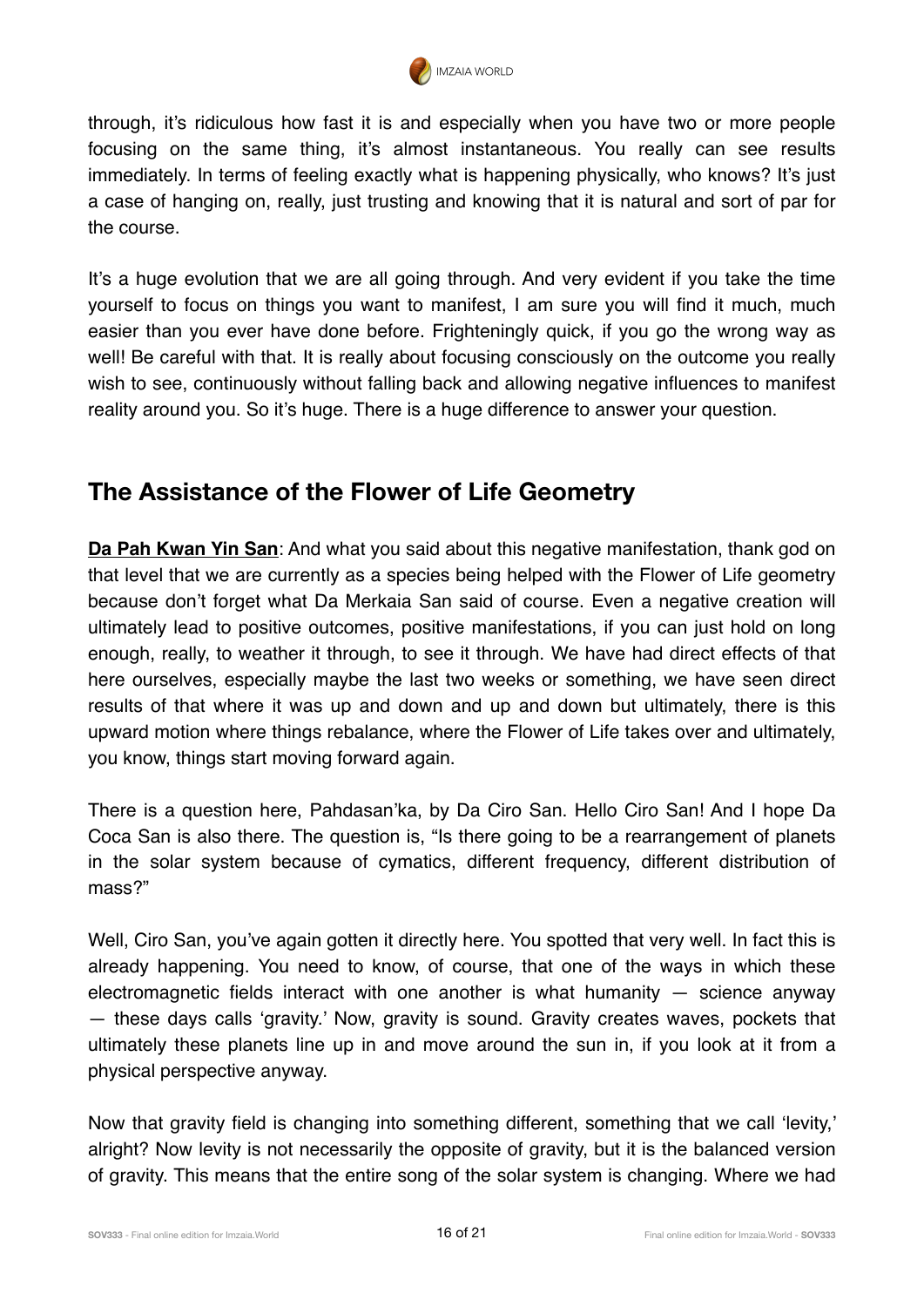through, it's ridiculous how fast it is and especially when you have two or more people focusing on the same thing, it's almost instantaneous. You really can see results immediately. In terms of feeling exactly what is happening physically, who knows? It's just a case of hanging on, really, just trusting and knowing that it is natural and sort of par for the course.

It's a huge evolution that we are all going through. And very evident if you take the time yourself to focus on things you want to manifest, I am sure you will find it much, much easier than you ever have done before. Frighteningly quick, if you go the wrong way as well! Be careful with that. It is really about focusing consciously on the outcome you really wish to see, continuously without falling back and allowing negative influences to manifest reality around you. So it's huge. There is a huge difference to answer your question.

## The Assistance of the Flower of Life Geometry

**Da Pah Kwan Yin San**: And what you said about this negative manifestation, thank god on that level that we are currently as a species being helped with the Flower of Life geometry because don't forget what Da Merkaia San said of course. Even a negative creation will ultimately lead to positive outcomes, positive manifestations, if you can just hold on long enough, really, to weather it through, to see it through. We have had direct effects of that here ourselves, especially maybe the last two weeks or something, we have seen direct results of that where it was up and down and up and down but ultimately, there is this upward motion where things rebalance, where the Flower of Life takes over and ultimately, you know, things start moving forward again.

There is a question here, Pahdasan'ka, by Da Ciro San. Hello Ciro San! And I hope Da Coca San is also there. The question is, "Is there going to be a rearrangement of planets in the solar system because of cymatics, different frequency, different distribution of mass?"

Well, Ciro San, you've again gotten it directly here. You spotted that very well. In fact this is already happening. You need to know, of course, that one of the ways in which these electromagnetic fields interact with one another is what humanity — science anyway — these days calls 'gravity.' Now, gravity is sound. Gravity creates waves, pockets that ultimately these planets line up in and move around the sun in, if you look at it from a physical perspective anyway.

Now that gravity field is changing into something different, something that we call 'levity,' alright? Now levity is not necessarily the opposite of gravity, but it is the balanced version of gravity. This means that the entire song of the solar system is changing. Where we had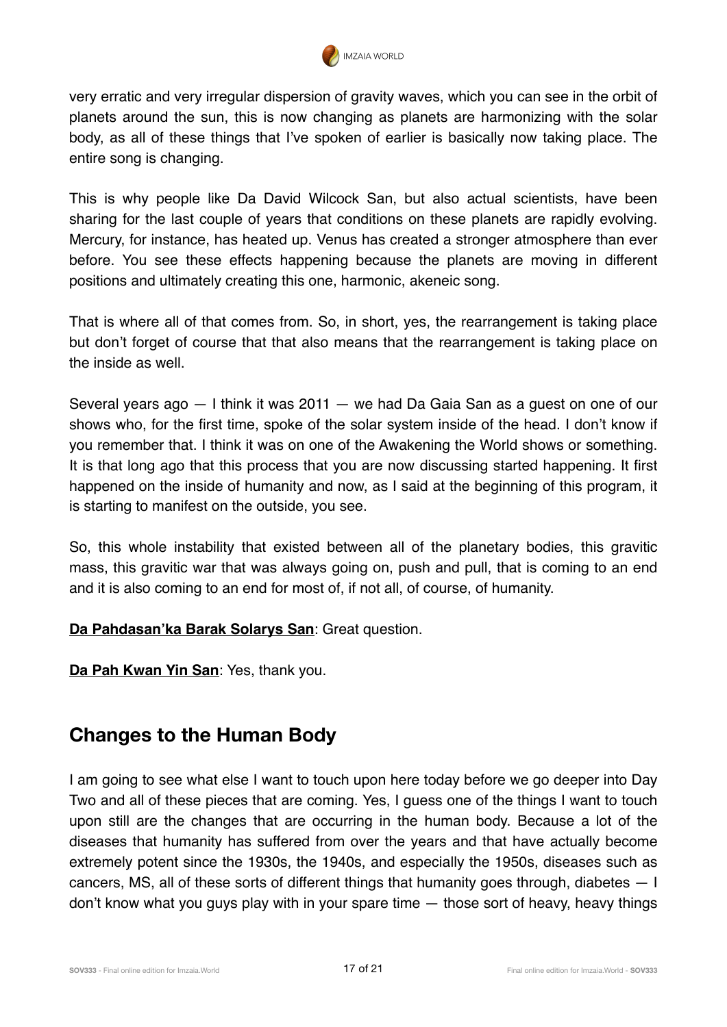very erratic and very irregular dispersion of gravity waves, which you can see in the orbit of planets around the sun, this is now changing as planets are harmonizing with the solar body, as all of these things that I've spoken of earlier is basically now taking place. The entire song is changing.

This is why people like Da David Wilcock San, but also actual scientists, have been sharing for the last couple of years that conditions on these planets are rapidly evolving. Mercury, for instance, has heated up. Venus has created a stronger atmosphere than ever before. You see these effects happening because the planets are moving in different positions and ultimately creating this one, harmonic, akeneic song.

That is where all of that comes from. So, in short, yes, the rearrangement is taking place but don't forget of course that that also means that the rearrangement is taking place on the inside as well.

Several years ago — I think it was 2011 — we had Da Gaia San as a guest on one of our shows who, for the first time, spoke of the solar system inside of the head. I don't know if you remember that. I think it was on one of the Awakening the World shows or something. It is that long ago that this process that you are now discussing started happening. It first happened on the inside of humanity and now, as I said at the beginning of this program, it is starting to manifest on the outside, you see.

So, this whole instability that existed between all of the planetary bodies, this gravitic mass, this gravitic war that was always going on, push and pull, that is coming to an end and it is also coming to an end for most of, if not all, of course, of humanity.

**Da Pahdasan'ka Barak Solarys San**: Great question.

**Da Pah Kwan Yin San**: Yes, thank you.

## Changes to the Human Body

I am going to see what else I want to touch upon here today before we go deeper into Day Two and all of these pieces that are coming. Yes, I guess one of the things I want to touch upon still are the changes that are occurring in the human body. Because a lot of the diseases that humanity has suffered from over the years and that have actually become extremely potent since the 1930s, the 1940s, and especially the 1950s, diseases such as cancers, MS, all of these sorts of different things that humanity goes through, diabetes — I don't know what you guys play with in your spare time — those sort of heavy, heavy things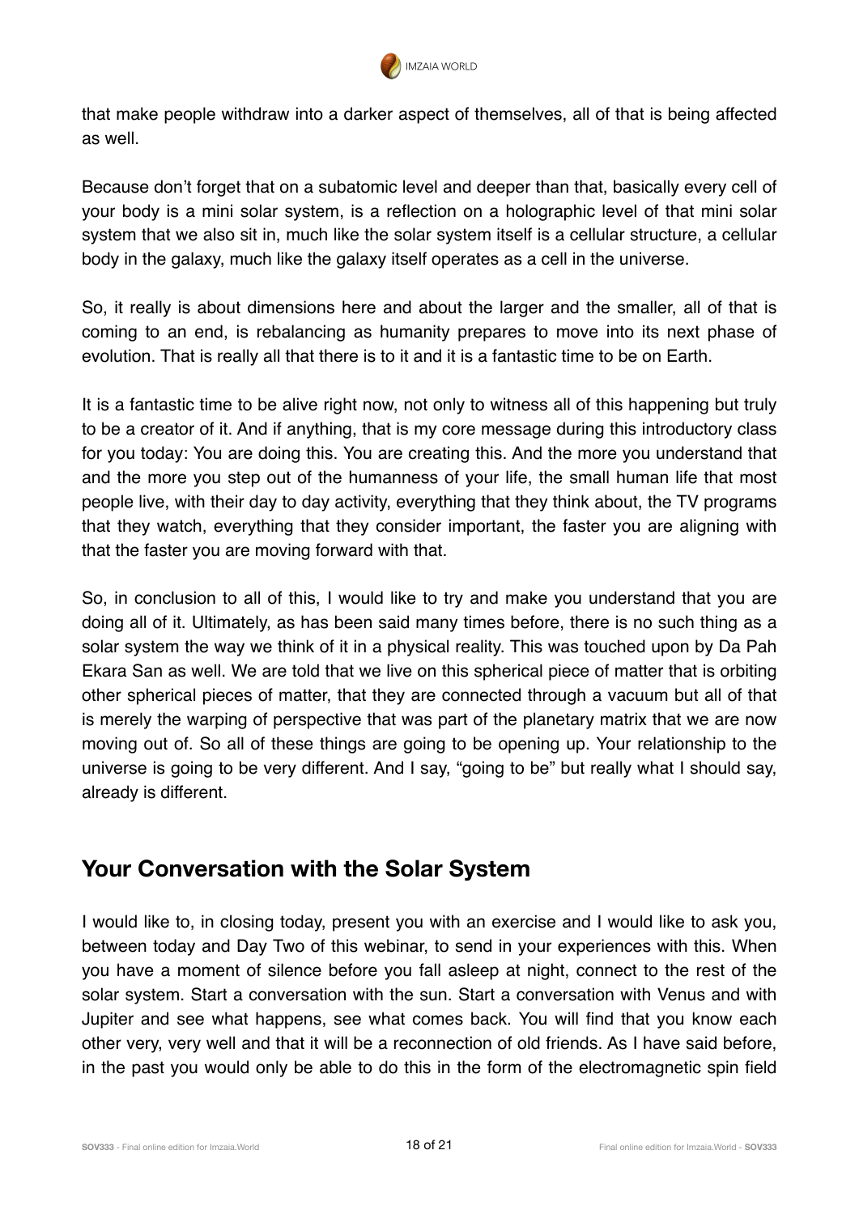that make people withdraw into a darker aspect of themselves, all of that is being affected as well.

Because don't forget that on a subatomic level and deeper than that, basically every cell of your body is a mini solar system, is a reflection on a holographic level of that mini solar system that we also sit in, much like the solar system itself is a cellular structure, a cellular body in the galaxy, much like the galaxy itself operates as a cell in the universe.

So, it really is about dimensions here and about the larger and the smaller, all of that is coming to an end, is rebalancing as humanity prepares to move into its next phase of evolution. That is really all that there is to it and it is a fantastic time to be on Earth.

It is a fantastic time to be alive right now, not only to witness all of this happening but truly to be a creator of it. And if anything, that is my core message during this introductory class for you today: You are doing this. You are creating this. And the more you understand that and the more you step out of the humanness of your life, the small human life that most people live, with their day to day activity, everything that they think about, the TV programs that they watch, everything that they consider important, the faster you are aligning with that the faster you are moving forward with that.

So, in conclusion to all of this, I would like to try and make you understand that you are doing all of it. Ultimately, as has been said many times before, there is no such thing as a solar system the way we think of it in a physical reality. This was touched upon by Da Pah Ekara San as well. We are told that we live on this spherical piece of matter that is orbiting other spherical pieces of matter, that they are connected through a vacuum but all of that is merely the warping of perspective that was part of the planetary matrix that we are now moving out of. So all of these things are going to be opening up. Your relationship to the universe is going to be very different. And I say, "going to be" but really what I should say, already is different.

## Your Conversation with the Solar System

I would like to, in closing today, present you with an exercise and I would like to ask you, between today and Day Two of this webinar, to send in your experiences with this. When you have a moment of silence before you fall asleep at night, connect to the rest of the solar system. Start a conversation with the sun. Start a conversation with Venus and with Jupiter and see what happens, see what comes back. You will find that you know each other very, very well and that it will be a reconnection of old friends. As I have said before, in the past you would only be able to do this in the form of the electromagnetic spin field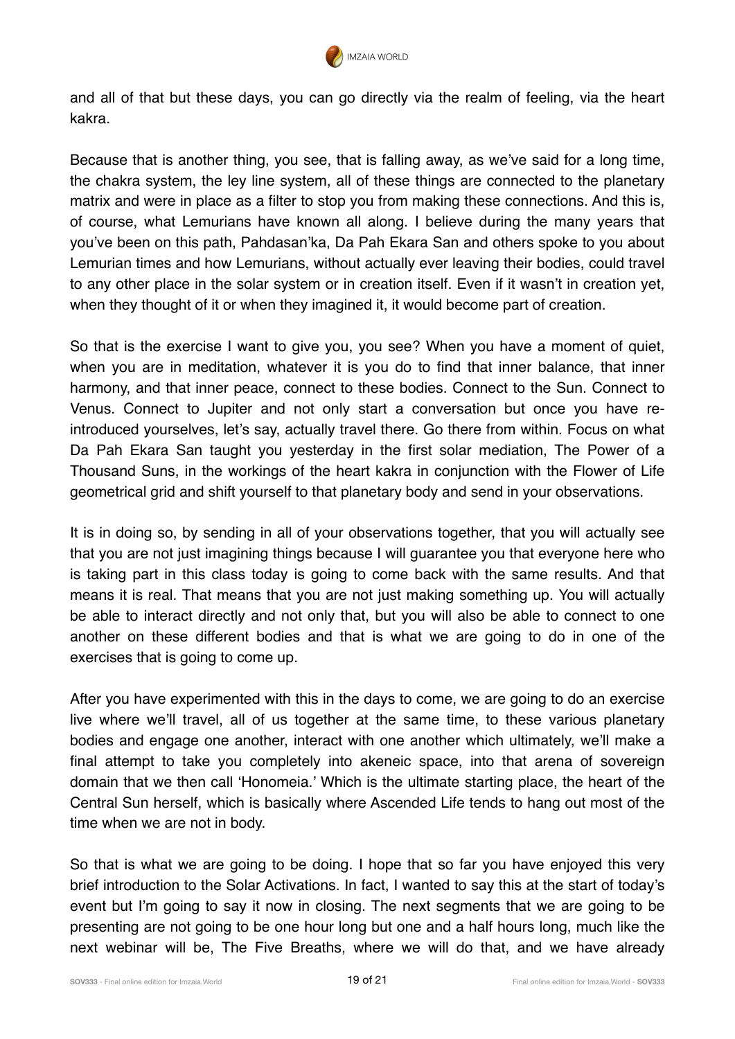and all of that but these days, you can go directly via the realm of feeling, via the heart kakra.

Because that is another thing, you see, that is falling away, as we've said for a long time, the chakra system, the ley line system, all of these things are connected to the planetary matrix and were in place as a filter to stop you from making these connections. And this is, of course, what Lemurians have known all along. I believe during the many years that you've been on this path, Pahdasan'ka, Da Pah Ekara San and others spoke to you about Lemurian times and how Lemurians, without actually ever leaving their bodies, could travel to any other place in the solar system or in creation itself. Even if it wasn't in creation yet, when they thought of it or when they imagined it, it would become part of creation.

So that is the exercise I want to give you, you see? When you have a moment of quiet, when you are in meditation, whatever it is you do to find that inner balance, that inner harmony, and that inner peace, connect to these bodies. Connect to the Sun. Connect to Venus. Connect to Jupiter and not only start a conversation but once you have re-introduced yourselves, let's say, actually travel there. Go there from within. Focus on what Da Pah Ekara San taught you yesterday in the first solar mediation, The Power of a Thousand Suns, in the workings of the heart kakra in conjunction with the Flower of Life geometrical grid and shift yourself to that planetary body and send in your observations.

It is in doing so, by sending in all of your observations together, that you will actually see that you are not just imagining things because I will guarantee you that everyone here who is taking part in this class today is going to come back with the same results. And that means it is real. That means that you are not just making something up. You will actually be able to interact directly and not only that, but you will also be able to connect to one another on these different bodies and that is what we are going to do in one of the exercises that is going to come up.

After you have experimented with this in the days to come, we are going to do an exercise live where we'll travel, all of us together at the same time, to these various planetary bodies and engage one another, interact with one another which ultimately, we'll make a final attempt to take you completely into akeneic space, into that arena of sovereign domain that we then call 'Honomeia.' Which is the ultimate starting place, the heart of the Central Sun herself, which is basically where Ascended Life tends to hang out most of the time when we are not in body.

So that is what we are going to be doing. I hope that so far you have enjoyed this very brief introduction to the Solar Activations. In fact, I wanted to say this at the start of today's event but I'm going to say it now in closing. The next segments that we are going to be presenting are not going to be one hour long but one and a half hours long, much like the next webinar will be, The Five Breaths, where we will do that, and we have already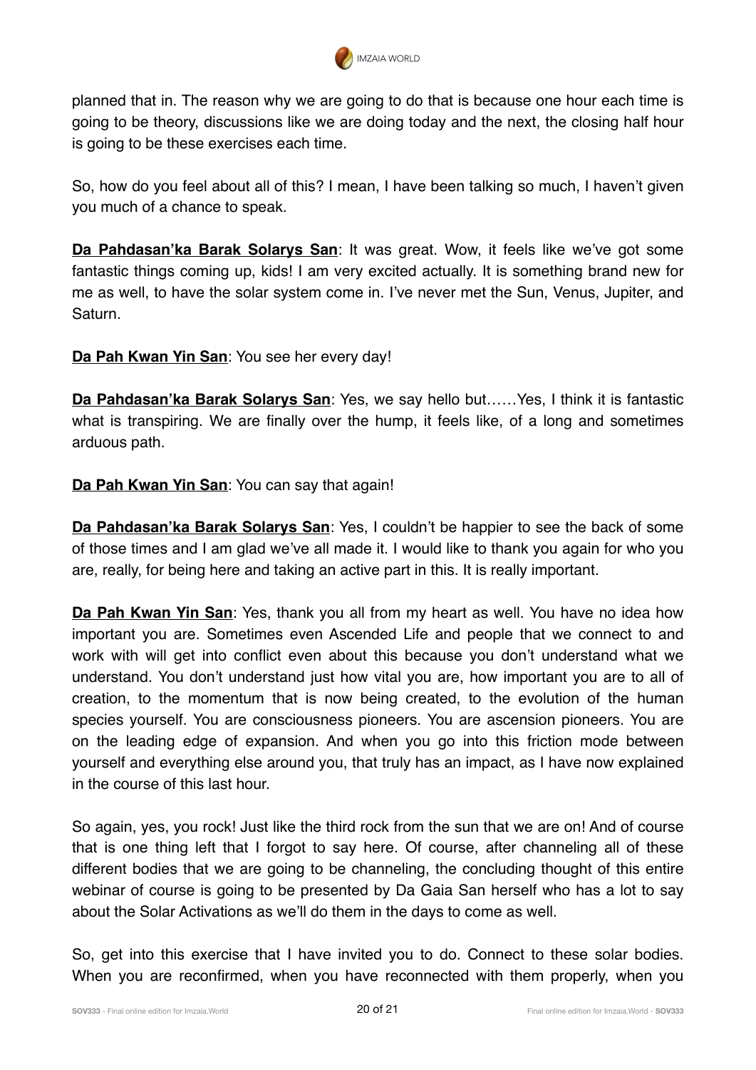planned that in. The reason why we are going to do that is because one hour each time is going to be theory, discussions like we are doing today and the next, the closing half hour is going to be these exercises each time.

So, how do you feel about all of this? I mean, I have been talking so much, I haven't given you much of a chance to speak.

**Da Pahdasan'ka Barak Solarys San**: It was great. Wow, it feels like we've got some fantastic things coming up, kids! I am very excited actually. It is something brand new for me as well, to have the solar system come in. I've never met the Sun, Venus, Jupiter, and Saturn.

**Da Pah Kwan Yin San**: You see her every day!

**Da Pahdasan'ka Barak Solarys San**: Yes, we say hello but……Yes, I think it is fantastic what is transpiring. We are finally over the hump, it feels like, of a long and sometimes arduous path.

**Da Pah Kwan Yin San**: You can say that again!

**Da Pahdasan'ka Barak Solarys San**: Yes, I couldn't be happier to see the back of some of those times and I am glad we've all made it. I would like to thank you again for who you are, really, for being here and taking an active part in this. It is really important.

**Da Pah Kwan Yin San**: Yes, thank you all from my heart as well. You have no idea how important you are. Sometimes even Ascended Life and people that we connect to and work with will get into conflict even about this because you don't understand what we understand. You don't understand just how vital you are, how important you are to all of creation, to the momentum that is now being created, to the evolution of the human species yourself. You are consciousness pioneers. You are ascension pioneers. You are on the leading edge of expansion. And when you go into this friction mode between yourself and everything else around you, that truly has an impact, as I have now explained in the course of this last hour.

So again, yes, you rock! Just like the third rock from the sun that we are on! And of course that is one thing left that I forgot to say here. Of course, after channeling all of these different bodies that we are going to be channeling, the concluding thought of this entire webinar of course is going to be presented by Da Gaia San herself who has a lot to say about the Solar Activations as we'll do them in the days to come as well.

So, get into this exercise that I have invited you to do. Connect to these solar bodies. When you are reconfirmed, when you have reconnected with them properly, when you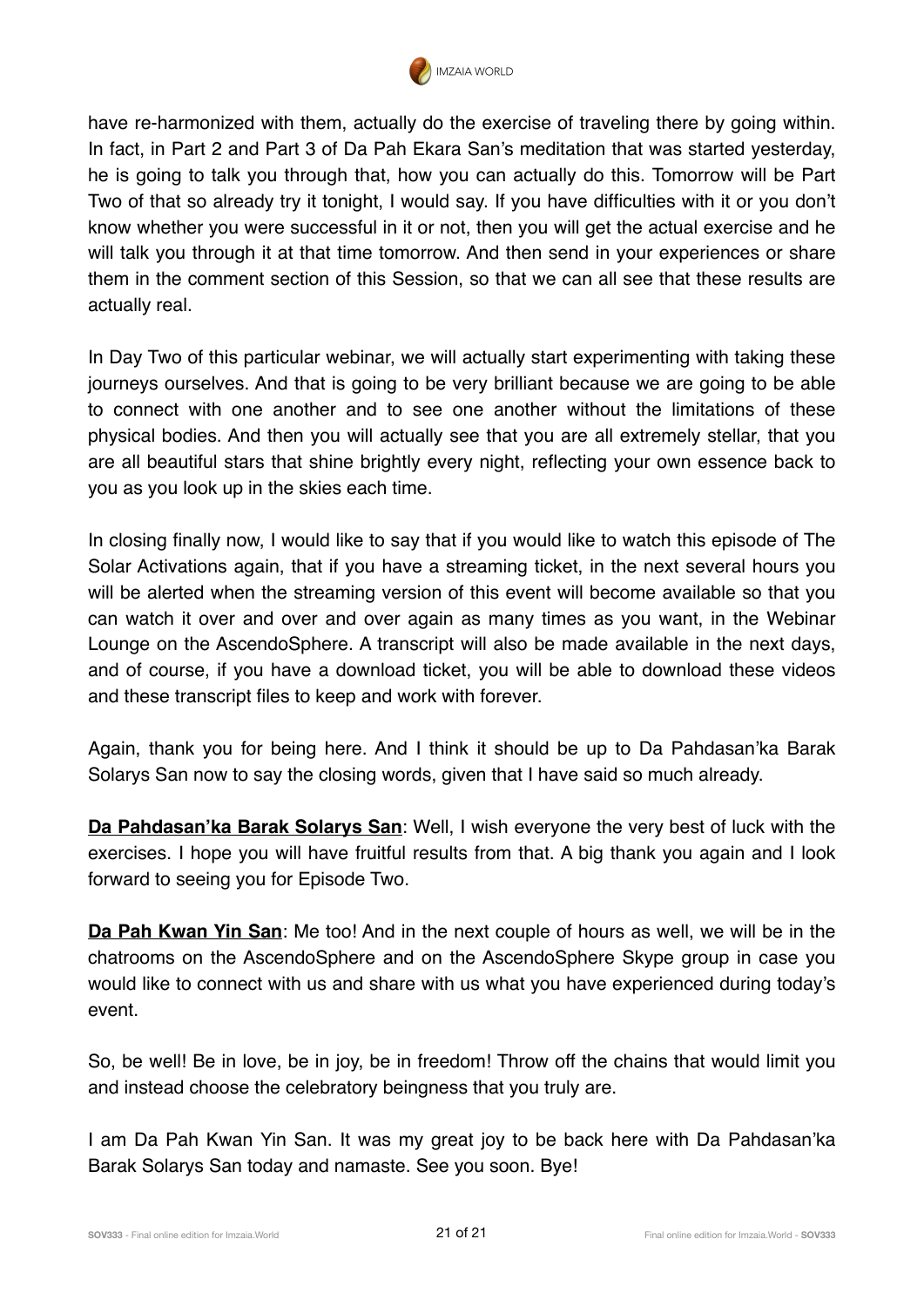have re-harmonized with them, actually do the exercise of traveling there by going within. In fact, in Part 2 and Part 3 of Da Pah Ekara San's meditation that was started yesterday, he is going to talk you through that, how you can actually do this. Tomorrow will be Part Two of that so already try it tonight, I would say. If you have difficulties with it or you don't know whether you were successful in it or not, then you will get the actual exercise and he will talk you through it at that time tomorrow. And then send in your experiences or share them in the comment section of this Session, so that we can all see that these results are actually real.

In Day Two of this particular webinar, we will actually start experimenting with taking these journeys ourselves. And that is going to be very brilliant because we are going to be able to connect with one another and to see one another without the limitations of these physical bodies. And then you will actually see that you are all extremely stellar, that you are all beautiful stars that shine brightly every night, reflecting your own essence back to you as you look up in the skies each time.

In closing finally now, I would like to say that if you would like to watch this episode of The Solar Activations again, that if you have a streaming ticket, in the next several hours you will be alerted when the streaming version of this event will become available so that you can watch it over and over and over again as many times as you want, in the Webinar Lounge on the AscendoSphere. A transcript will also be made available in the next days, and of course, if you have a download ticket, you will be able to download these videos and these transcript files to keep and work with forever.

Again, thank you for being here. And I think it should be up to Da Pahdasan'ka Barak Solarys San now to say the closing words, given that I have said so much already.

**Da Pahdasan'ka Barak Solarys San**: Well, I wish everyone the very best of luck with the exercises. I hope you will have fruitful results from that. A big thank you again and I look forward to seeing you for Episode Two.

**Da Pah Kwan Yin San**: Me too! And in the next couple of hours as well, we will be in the chatrooms on the AscendoSphere and on the AscendoSphere Skype group in case you would like to connect with us and share with us what you have experienced during today's event.

So, be well! Be in love, be in joy, be in freedom! Throw off the chains that would limit you and instead choose the celebratory beingness that you truly are.

I am Da Pah Kwan Yin San. It was my great joy to be back here with Da Pahdasan'ka Barak Solarys San today and namaste. See you soon. Bye!